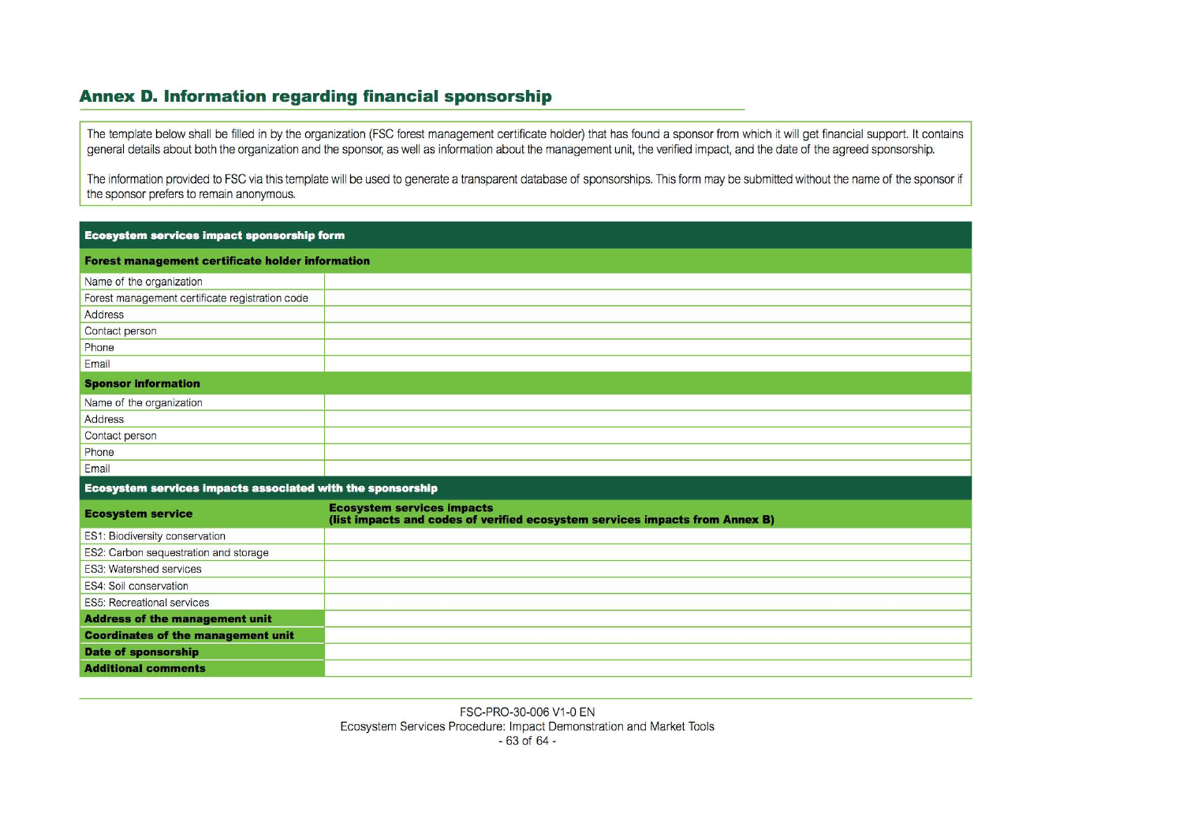## Annex D. Information regarding financial sponsorship

The template below shall be filled in by the organization (FSC forest management certificate holder) that has found a sponsor from which it will get financial support. It contains general details about both the organization and the sponsor, as well as information about the management unit, the verified impact, and the date of the agreed sponsorship.

The information provided to FSC via this template will be used to generate a transparent database of sponsorships. This form may be submitted without the name of the sponsor if the sponsor prefers to remain anonymous.

| **Ecosystem services impact sponsorship form** | |
|---|---|
| **Forest management certificate holder information** | |
| Name of the organization | |
| Forest management certificate registration code | |
| Address | |
| Contact person | |
| Phone | |
| Email | |
| **Sponsor information** | |
| Name of the organization | |
| Address | |
| Contact person | |
| Phone | |
| Email | |
| **Ecosystem services impacts associated with the sponsorship** | |
| **Ecosystem service** | **Ecosystem services impacts (list impacts and codes of verified ecosystem services impacts from Annex B)** |
| ES1: Biodiversity conservation | |
| ES2: Carbon sequestration and storage | |
| ES3: Watershed services | |
| ES4: Soil conservation | |
| ES5: Recreational services | |
| **Address of the management unit** | |
| **Coordinates of the management unit** | |
| **Date of sponsorship** | |
| **Additional comments** | |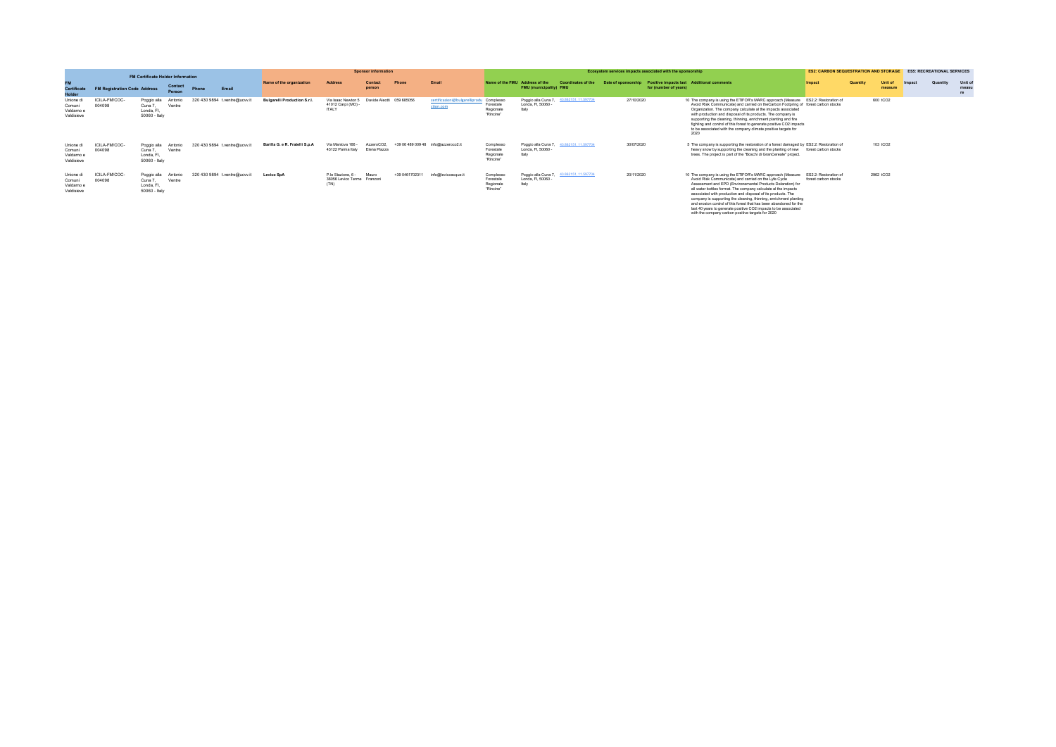| FM Certificate Holder Information | | | | | | Sponsor information | | | | | Ecosystem services impacts associated with the sponsorship | | | | | | ES2: CARBON SEQUESTRATION AND STORAGE | | | ES5: RECREATIONAL SERVICES | | |
|---|---|---|---|---|---|---|---|---|---|---|---|---|---|---|---|---|---|---|---|---|---|---|
| FM Certificate Holder | FM Registration Code | Address | Contact Person | Phone | Email | Name of the organization | Address | Contact person | Phone | Email | Name of the FMU | Address of the FMU (municipality) | Coordinates of the FMU | Date of sponsorship | Positive impacts last for (number of years) | Additional comments | Impact | Quantity | Unit of measure | Impact | Quantity | Unit of measure |
| Unione di Comuni Valdarno e Valdisieve | ICILA-FM/COC-004098 | Poggio alla Cuna 7, Londa, FI, 50060 - Italy | Antonio Ventre | 320 430 9894 | t.ventre@ucvv.it | Bulgarelli Production S.r.l. | Via Isaac Newton 5 41012 Carpi (MO) - ITALY | Davide Aleotti | 059 685056 | certificazioni@bulgarelliproduction.com | Complesso Forestale Regionale "Rincine" | Poggio alla Cuna 7, Londa, FI, 50060 - Italy | 43.862131, 11.597704 | 27/10/2020 | 10 | The company is using the ETIFOR's MARC approach (Measure Avoid Risk Communicate) and carried on theCarbon Footpring of Organization. The company calculate al the impacts associated with production and disposal of its products. The company is supporting the cleaning, thinning, enrichment planting and fire fighting and control of this forest to generate positive CO2 impacts to be associated with the company climate positive targets for 2020 | ES2.2: Restoration of forest carbon stocks | 600 | tCO2 | | | |
| Unione di Comuni Valdarno e Valdisieve | ICILA-FM/COC-004098 | Poggio alla Cuna 7, Londa, FI, 50060 - Italy | Antonio Ventre | 320 430 9894 | t.ventre@ucvv.it | Barilla G. e R. Fratelli S.p.A | Via Mantova 166 - 43122 Parma Italy | AzzeroCO2, Elena Piazza | +39 06 489 009 48 | info@azzeroco2.it | Complesso Forestale Regionale "Rincine" | Poggio alla Cuna 7, Londa, FI, 50060 - Italy | 43.862131, 11.597704 | 30/07/2020 | 5 | The company is supporting the restoration of a forest damaged by heavy snow by supporting the cleaning and the planting of new trees. The project is part of the "Boschi di GranCereale" project. | ES2.2: Restoration of forest carbon stocks | 103 | tCO2 | | | |
| Unione di Comuni Valdarno e Valdisieve | ICILA-FM/COC-004098 | Poggio alla Cuna 7, Londa, FI, 50060 - Italy | Antonio Ventre | 320 430 9894 | t.ventre@ucvv.it | Levico SpA | P.le Stazione, 6 - 38056 Levico Terme (TN) | Mauro Franzoni | +39 0461702311 | info@levicoacque.it | Complesso Forestale Regionale "Rincine" | Poggio alla Cuna 7, Londa, FI, 50060 - Italy | 43.862131, 11.597704 | 20/11/2020 | 10 | The company is using the ETIFOR's MARC approach (Measure Avoid Risk Communicate) and carried on the Lyfe Cycle Assessment and EPD (Environemental Products Delaration) for all water bottles format. The company calculate al the impacts associated with production and disposal of its products. The company is supporting the cleaning, thinning, enrichment planting and erosion control of this forest that has been abandoned for the last 40 years to generate positive CO2 impacts to be associated with the company carbon positive targets for 2020 | ES2.2: Restoration of forest carbon stocks | 2962 | tCO2 | | | |